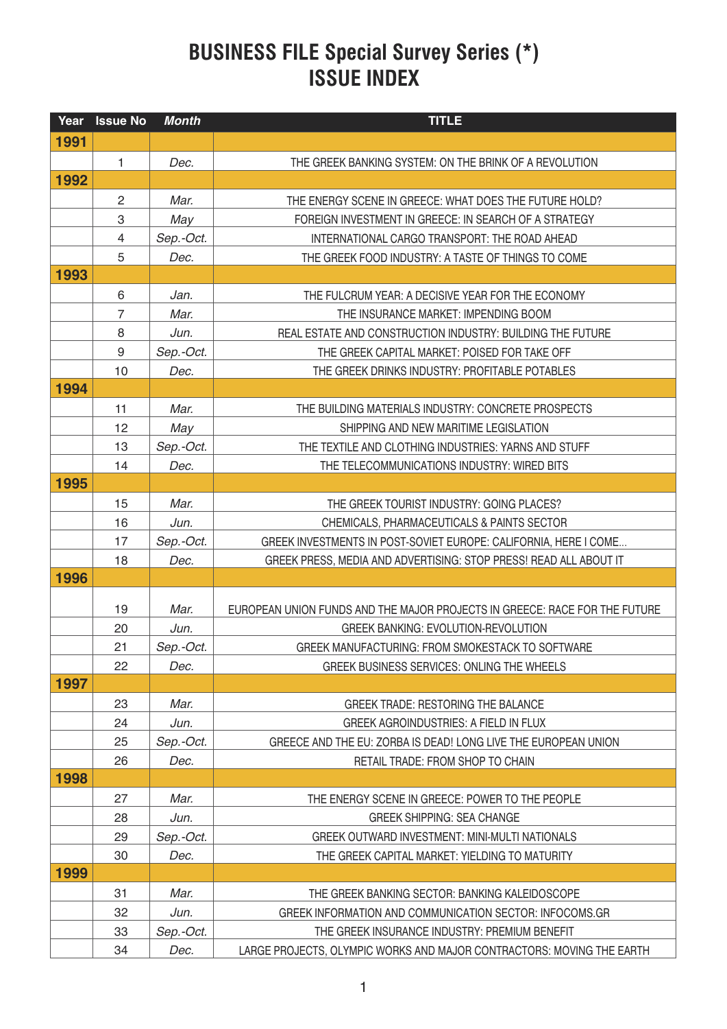# BUSINESS FILE Special Survey Series (*)
# ISSUE INDEX

| Year | Issue No | *Month* | TITLE |
|---|---|---|---|
| **1991** | | | |
| | 1 | *Dec.* | THE GREEK BANKING SYSTEM: ON THE BRINK OF A REVOLUTION |
| **1992** | | | |
| | 2 | *Mar.* | THE ENERGY SCENE IN GREECE: WHAT DOES THE FUTURE HOLD? |
| | 3 | *May* | FOREIGN INVESTMENT IN GREECE: IN SEARCH OF A STRATEGY |
| | 4 | *Sep.-Oct.* | INTERNATIONAL CARGO TRANSPORT: THE ROAD AHEAD |
| | 5 | *Dec.* | THE GREEK FOOD INDUSTRY: A TASTE OF THINGS TO COME |
| **1993** | | | |
| | 6 | *Jan.* | THE FULCRUM YEAR: A DECISIVE YEAR FOR THE ECONOMY |
| | 7 | *Mar.* | THE INSURANCE MARKET: IMPENDING BOOM |
| | 8 | *Jun.* | REAL ESTATE AND CONSTRUCTION INDUSTRY: BUILDING THE FUTURE |
| | 9 | *Sep.-Oct.* | THE GREEK CAPITAL MARKET: POISED FOR TAKE OFF |
| | 10 | *Dec.* | THE GREEK DRINKS INDUSTRY: PROFITABLE POTABLES |
| **1994** | | | |
| | 11 | *Mar.* | THE BUILDING MATERIALS INDUSTRY: CONCRETE PROSPECTS |
| | 12 | *May* | SHIPPING AND NEW MARITIME LEGISLATION |
| | 13 | *Sep.-Oct.* | THE TEXTILE AND CLOTHING INDUSTRIES: YARNS AND STUFF |
| | 14 | *Dec.* | THE TELECOMMUNICATIONS INDUSTRY: WIRED BITS |
| **1995** | | | |
| | 15 | *Mar.* | THE GREEK TOURIST INDUSTRY: GOING PLACES? |
| | 16 | *Jun.* | CHEMICALS, PHARMACEUTICALS & PAINTS SECTOR |
| | 17 | *Sep.-Oct.* | GREEK INVESTMENTS IN POST-SOVIET EUROPE: CALIFORNIA, HERE I COME... |
| | 18 | *Dec.* | GREEK PRESS, MEDIA AND ADVERTISING: STOP PRESS! READ ALL ABOUT IT |
| **1996** | | | |
| | 19 | *Mar.* | EUROPEAN UNION FUNDS AND THE MAJOR PROJECTS IN GREECE: RACE FOR THE FUTURE |
| | 20 | *Jun.* | GREEK BANKING: EVOLUTION-REVOLUTION |
| | 21 | *Sep.-Oct.* | GREEK MANUFACTURING: FROM SMOKESTACK TO SOFTWARE |
| | 22 | *Dec.* | GREEK BUSINESS SERVICES: ONLING THE WHEELS |
| **1997** | | | |
| | 23 | *Mar.* | GREEK TRADE: RESTORING THE BALANCE |
| | 24 | *Jun.* | GREEK AGROINDUSTRIES: A FIELD IN FLUX |
| | 25 | *Sep.-Oct.* | GREECE AND THE EU: ZORBA IS DEAD! LONG LIVE THE EUROPEAN UNION |
| | 26 | *Dec.* | RETAIL TRADE: FROM SHOP TO CHAIN |
| **1998** | | | |
| | 27 | *Mar.* | THE ENERGY SCENE IN GREECE: POWER TO THE PEOPLE |
| | 28 | *Jun.* | GREEK SHIPPING: SEA CHANGE |
| | 29 | *Sep.-Oct.* | GREEK OUTWARD INVESTMENT: MINI-MULTI NATIONALS |
| | 30 | *Dec.* | THE GREEK CAPITAL MARKET: YIELDING TO MATURITY |
| **1999** | | | |
| | 31 | *Mar.* | THE GREEK BANKING SECTOR: BANKING KALEIDOSCOPE |
| | 32 | *Jun.* | GREEK INFORMATION AND COMMUNICATION SECTOR: INFOCOMS.GR |
| | 33 | *Sep.-Oct.* | THE GREEK INSURANCE INDUSTRY: PREMIUM BENEFIT |
| | 34 | *Dec.* | LARGE PROJECTS, OLYMPIC WORKS AND MAJOR CONTRACTORS: MOVING THE EARTH |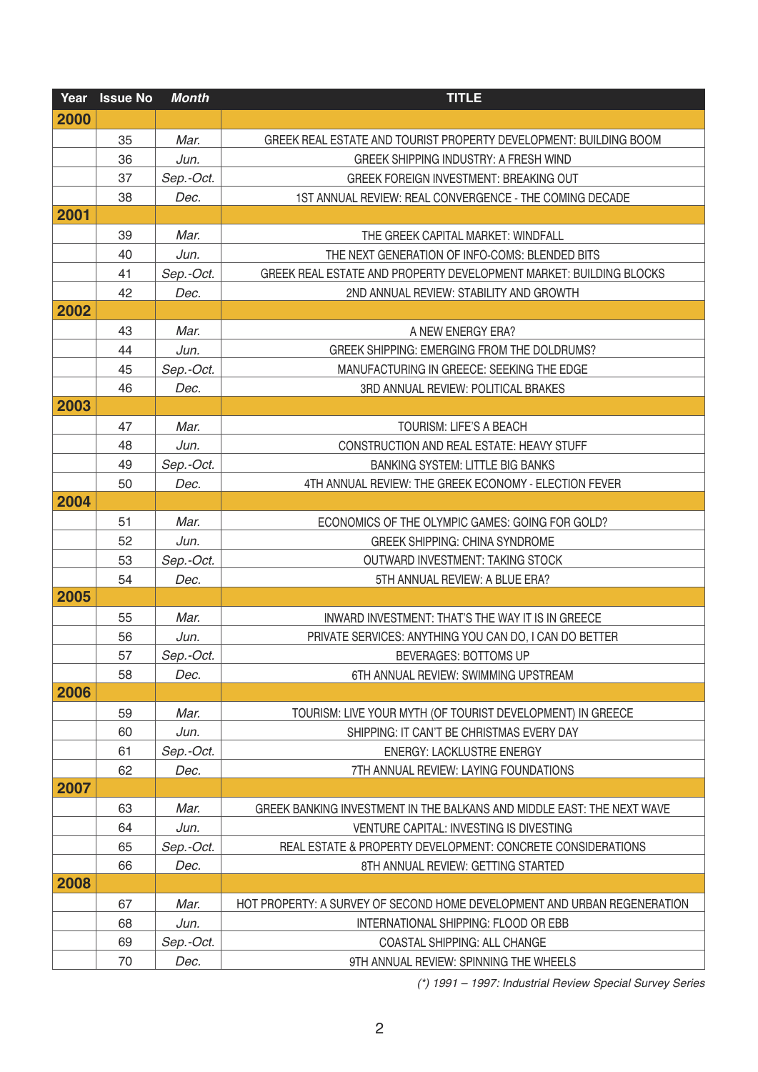| Year | Issue No | *Month* | TITLE |
|---|---|---|---|
| **2000** | | | |
| | 35 | *Mar.* | GREEK REAL ESTATE AND TOURIST PROPERTY DEVELOPMENT: BUILDING BOOM |
| | 36 | *Jun.* | GREEK SHIPPING INDUSTRY: A FRESH WIND |
| | 37 | *Sep.-Oct.* | GREEK FOREIGN INVESTMENT: BREAKING OUT |
| | 38 | *Dec.* | 1ST ANNUAL REVIEW: REAL CONVERGENCE - THE COMING DECADE |
| **2001** | | | |
| | 39 | *Mar.* | THE GREEK CAPITAL MARKET: WINDFALL |
| | 40 | *Jun.* | THE NEXT GENERATION OF INFO-COMS: BLENDED BITS |
| | 41 | *Sep.-Oct.* | GREEK REAL ESTATE AND PROPERTY DEVELOPMENT MARKET: BUILDING BLOCKS |
| | 42 | *Dec.* | 2ND ANNUAL REVIEW: STABILITY AND GROWTH |
| **2002** | | | |
| | 43 | *Mar.* | A NEW ENERGY ERA? |
| | 44 | *Jun.* | GREEK SHIPPING: EMERGING FROM THE DOLDRUMS? |
| | 45 | *Sep.-Oct.* | MANUFACTURING IN GREECE: SEEKING THE EDGE |
| | 46 | *Dec.* | 3RD ANNUAL REVIEW: POLITICAL BRAKES |
| **2003** | | | |
| | 47 | *Mar.* | TOURISM: LIFE'S A BEACH |
| | 48 | *Jun.* | CONSTRUCTION AND REAL ESTATE: HEAVY STUFF |
| | 49 | *Sep.-Oct.* | BANKING SYSTEM: LITTLE BIG BANKS |
| | 50 | *Dec.* | 4TH ANNUAL REVIEW: THE GREEK ECONOMY - ELECTION FEVER |
| **2004** | | | |
| | 51 | *Mar.* | ECONOMICS OF THE OLYMPIC GAMES: GOING FOR GOLD? |
| | 52 | *Jun.* | GREEK SHIPPING: CHINA SYNDROME |
| | 53 | *Sep.-Oct.* | OUTWARD INVESTMENT: TAKING STOCK |
| | 54 | *Dec.* | 5TH ANNUAL REVIEW: A BLUE ERA? |
| **2005** | | | |
| | 55 | *Mar.* | INWARD INVESTMENT: THAT'S THE WAY IT IS IN GREECE |
| | 56 | *Jun.* | PRIVATE SERVICES: ANYTHING YOU CAN DO, I CAN DO BETTER |
| | 57 | *Sep.-Oct.* | BEVERAGES: BOTTOMS UP |
| | 58 | *Dec.* | 6TH ANNUAL REVIEW: SWIMMING UPSTREAM |
| **2006** | | | |
| | 59 | *Mar.* | TOURISM: LIVE YOUR MYTH (OF TOURIST DEVELOPMENT) IN GREECE |
| | 60 | *Jun.* | SHIPPING: IT CAN'T BE CHRISTMAS EVERY DAY |
| | 61 | *Sep.-Oct.* | ENERGY: LACKLUSTRE ENERGY |
| | 62 | *Dec.* | 7TH ANNUAL REVIEW: LAYING FOUNDATIONS |
| **2007** | | | |
| | 63 | *Mar.* | GREEK BANKING INVESTMENT IN THE BALKANS AND MIDDLE EAST: THE NEXT WAVE |
| | 64 | *Jun.* | VENTURE CAPITAL: INVESTING IS DIVESTING |
| | 65 | *Sep.-Oct.* | REAL ESTATE & PROPERTY DEVELOPMENT: CONCRETE CONSIDERATIONS |
| | 66 | *Dec.* | 8TH ANNUAL REVIEW: GETTING STARTED |
| **2008** | | | |
| | 67 | *Mar.* | HOT PROPERTY: A SURVEY OF SECOND HOME DEVELOPMENT AND URBAN REGENERATION |
| | 68 | *Jun.* | INTERNATIONAL SHIPPING: FLOOD OR EBB |
| | 69 | *Sep.-Oct.* | COASTAL SHIPPING: ALL CHANGE |
| | 70 | *Dec.* | 9TH ANNUAL REVIEW: SPINNING THE WHEELS |

*(\*) 1991 – 1997: Industrial Review Special Survey Series*